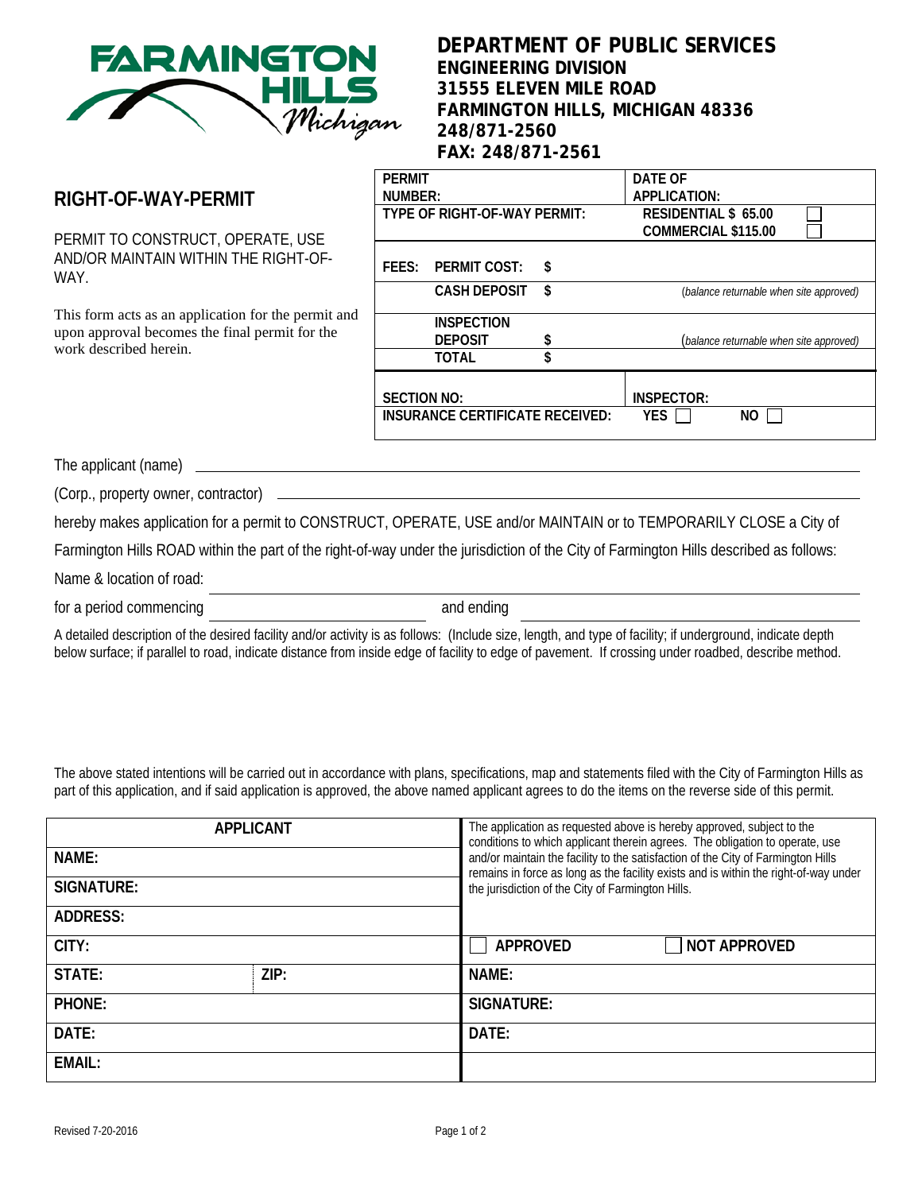**FARMINGTON HILLS Michigan**

**DEPARTMENT OF PUBLIC SERVICES**
**ENGINEERING DIVISION**
**31555 ELEVEN MILE ROAD**
**FARMINGTON HILLS, MICHIGAN 48336**
**248/871-2560**
**FAX: 248/871-2561**

## RIGHT-OF-WAY-PERMIT

PERMIT TO CONSTRUCT, OPERATE, USE AND/OR MAINTAIN WITHIN THE RIGHT-OF-WAY.

This form acts as an application for the permit and upon approval becomes the final permit for the work described herein.

| | | | |
|---|---|---|---|
| **PERMIT NUMBER:** | | **DATE OF APPLICATION:** | |
| **TYPE OF RIGHT-OF-WAY PERMIT:** | | **RESIDENTIAL $ 65.00** ☐ **COMMERCIAL $115.00** ☐ | |
| **FEES:** | **PERMIT COST:** | **$** | |
| | **CASH DEPOSIT** | **$** | *(balance returnable when site approved)* |
| | **INSPECTION DEPOSIT** | **$** | *(balance returnable when site approved)* |
| | **TOTAL** | **$** | |
| **SECTION NO:** | | **INSPECTOR:** | |
| **INSURANCE CERTIFICATE RECEIVED:** | | **YES** ☐ | **NO** ☐ |

The applicant (name) ______________________________

(Corp., property owner, contractor) ______________________________

hereby makes application for a permit to CONSTRUCT, OPERATE, USE and/or MAINTAIN or to TEMPORARILY CLOSE a City of Farmington Hills ROAD within the part of the right-of-way under the jurisdiction of the City of Farmington Hills described as follows:

Name & location of road: ______________________________

for a period commencing ______________ and ending ______________

A detailed description of the desired facility and/or activity is as follows: (Include size, length, and type of facility; if underground, indicate depth below surface; if parallel to road, indicate distance from inside edge of facility to edge of pavement. If crossing under roadbed, describe method.

The above stated intentions will be carried out in accordance with plans, specifications, map and statements filed with the City of Farmington Hills as part of this application, and if said application is approved, the above named applicant agrees to do the items on the reverse side of this permit.

| **APPLICANT** | | The application as requested above is hereby approved, subject to the conditions to which applicant therein agrees. The obligation to operate, use and/or maintain the facility to the satisfaction of the City of Farmington Hills remains in force as long as the facility exists and is within the right-of-way under the jurisdiction of the City of Farmington Hills. |
|---|---|---|
| **NAME:** | | |
| **SIGNATURE:** | | |
| **ADDRESS:** | | |
| **CITY:** | | ☐ **APPROVED** ☐ **NOT APPROVED** |
| **STATE:** | **ZIP:** | **NAME:** |
| **PHONE:** | | **SIGNATURE:** |
| **DATE:** | | **DATE:** |
| **EMAIL:** | | |

Revised 7-20-2016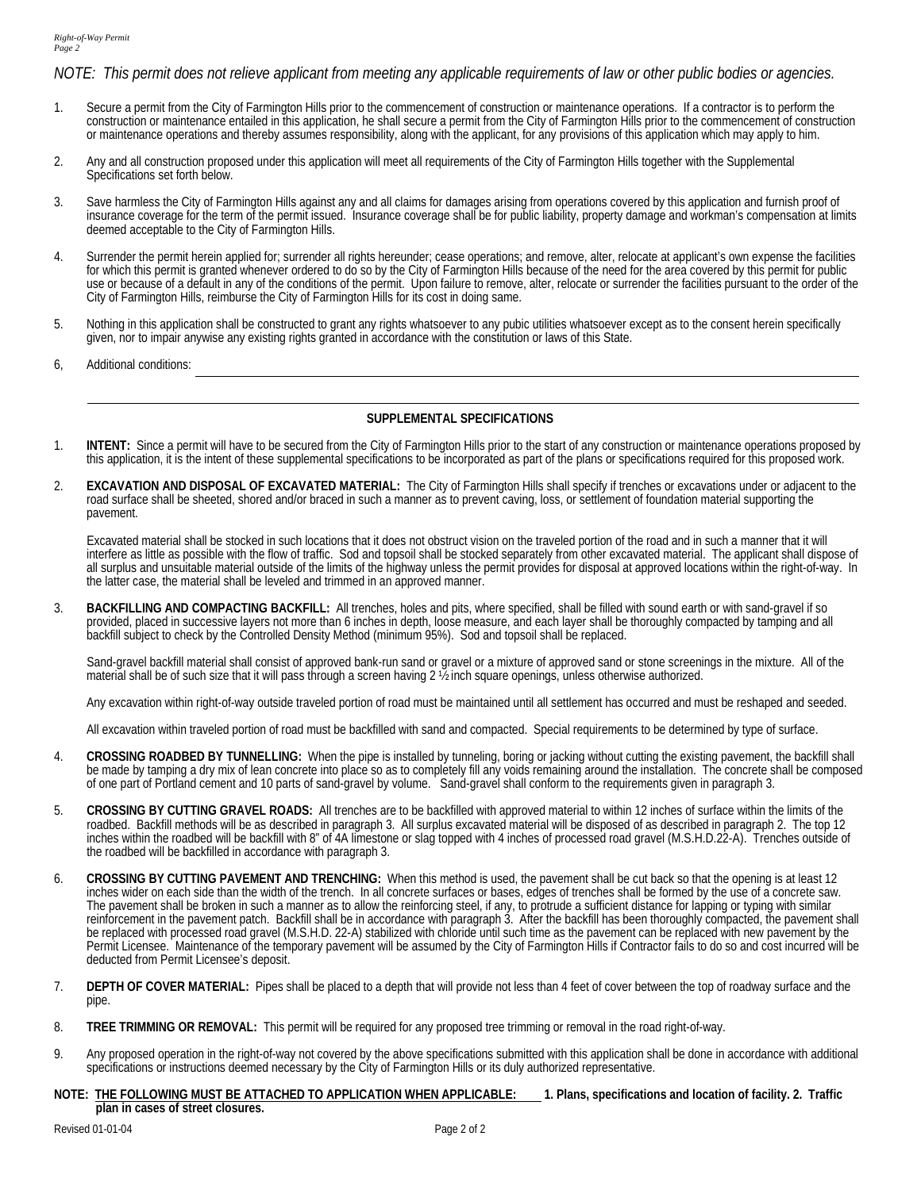*NOTE: This permit does not relieve applicant from meeting any applicable requirements of law or other public bodies or agencies.*

1. Secure a permit from the City of Farmington Hills prior to the commencement of construction or maintenance operations. If a contractor is to perform the construction or maintenance entailed in this application, he shall secure a permit from the City of Farmington Hills prior to the commencement of construction or maintenance operations and thereby assumes responsibility, along with the applicant, for any provisions of this application which may apply to him.

2. Any and all construction proposed under this application will meet all requirements of the City of Farmington Hills together with the Supplemental Specifications set forth below.

3. Save harmless the City of Farmington Hills against any and all claims for damages arising from operations covered by this application and furnish proof of insurance coverage for the term of the permit issued. Insurance coverage shall be for public liability, property damage and workman's compensation at limits deemed acceptable to the City of Farmington Hills.

4. Surrender the permit herein applied for; surrender all rights hereunder; cease operations; and remove, alter, relocate at applicant's own expense the facilities for which this permit is granted whenever ordered to do so by the City of Farmington Hills because of the need for the area covered by this permit for public use or because of a default in any of the conditions of the permit. Upon failure to remove, alter, relocate or surrender the facilities pursuant to the order of the City of Farmington Hills, reimburse the City of Farmington Hills for its cost in doing same.

5. Nothing in this application shall be constructed to grant any rights whatsoever to any pubic utilities whatsoever except as to the consent herein specifically given, nor to impair anywise any existing rights granted in accordance with the constitution or laws of this State.

6, Additional conditions: ____________________________________________

## SUPPLEMENTAL SPECIFICATIONS

1. **INTENT:** Since a permit will have to be secured from the City of Farmington Hills prior to the start of any construction or maintenance operations proposed by this application, it is the intent of these supplemental specifications to be incorporated as part of the plans or specifications required for this proposed work.

2. **EXCAVATION AND DISPOSAL OF EXCAVATED MATERIAL:** The City of Farmington Hills shall specify if trenches or excavations under or adjacent to the road surface shall be sheeted, shored and/or braced in such a manner as to prevent caving, loss, or settlement of foundation material supporting the pavement.

   Excavated material shall be stocked in such locations that it does not obstruct vision on the traveled portion of the road and in such a manner that it will interfere as little as possible with the flow of traffic. Sod and topsoil shall be stocked separately from other excavated material. The applicant shall dispose of all surplus and unsuitable material outside of the limits of the highway unless the permit provides for disposal at approved locations within the right-of-way. In the latter case, the material shall be leveled and trimmed in an approved manner.

3. **BACKFILLING AND COMPACTING BACKFILL:** All trenches, holes and pits, where specified, shall be filled with sound earth or with sand-gravel if so provided, placed in successive layers not more than 6 inches in depth, loose measure, and each layer shall be thoroughly compacted by tamping and all backfill subject to check by the Controlled Density Method (minimum 95%). Sod and topsoil shall be replaced.

   Sand-gravel backfill material shall consist of approved bank-run sand or gravel or a mixture of approved sand or stone screenings in the mixture. All of the material shall be of such size that it will pass through a screen having 2 ½ inch square openings, unless otherwise authorized.

   Any excavation within right-of-way outside traveled portion of road must be maintained until all settlement has occurred and must be reshaped and seeded.

   All excavation within traveled portion of road must be backfilled with sand and compacted. Special requirements to be determined by type of surface.

4. **CROSSING ROADBED BY TUNNELLING:** When the pipe is installed by tunneling, boring or jacking without cutting the existing pavement, the backfill shall be made by tamping a dry mix of lean concrete into place so as to completely fill any voids remaining around the installation. The concrete shall be composed of one part of Portland cement and 10 parts of sand-gravel by volume. Sand-gravel shall conform to the requirements given in paragraph 3.

5. **CROSSING BY CUTTING GRAVEL ROADS:** All trenches are to be backfilled with approved material to within 12 inches of surface within the limits of the roadbed. Backfill methods will be as described in paragraph 3. All surplus excavated material will be disposed of as described in paragraph 2. The top 12 inches within the roadbed will be backfill with 8" of 4A limestone or slag topped with 4 inches of processed road gravel (M.S.H.D.22-A). Trenches outside of the roadbed will be backfilled in accordance with paragraph 3.

6. **CROSSING BY CUTTING PAVEMENT AND TRENCHING:** When this method is used, the pavement shall be cut back so that the opening is at least 12 inches wider on each side than the width of the trench. In all concrete surfaces or bases, edges of trenches shall be formed by the use of a concrete saw. The pavement shall be broken in such a manner as to allow the reinforcing steel, if any, to protrude a sufficient distance for lapping or typing with similar reinforcement in the pavement patch. Backfill shall be in accordance with paragraph 3. After the backfill has been thoroughly compacted, the pavement shall be replaced with processed road gravel (M.S.H.D. 22-A) stabilized with chloride until such time as the pavement can be replaced with new pavement by the Permit Licensee. Maintenance of the temporary pavement will be assumed by the City of Farmington Hills if Contractor fails to do so and cost incurred will be deducted from Permit Licensee's deposit.

7. **DEPTH OF COVER MATERIAL:** Pipes shall be placed to a depth that will provide not less than 4 feet of cover between the top of roadway surface and the pipe.

8. **TREE TRIMMING OR REMOVAL:** This permit will be required for any proposed tree trimming or removal in the road right-of-way.

9. Any proposed operation in the right-of-way not covered by the above specifications submitted with this application shall be done in accordance with additional specifications or instructions deemed necessary by the City of Farmington Hills or its duly authorized representative.

**NOTE: <u>THE FOLLOWING MUST BE ATTACHED TO APPLICATION WHEN APPLICABLE:</u> 1. Plans, specifications and location of facility. 2. Traffic plan in cases of street closures.**

Revised 01-01-04